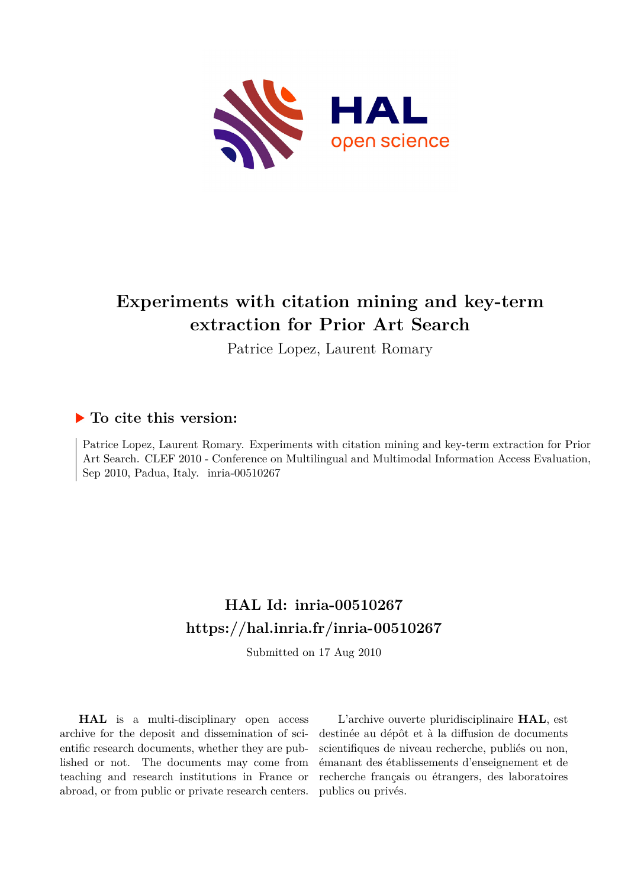# Experiments with citation mining and key-term extraction for Prior Art Search

Patrice Lopez, Laurent Romary

## ▶ To cite this version:

Patrice Lopez, Laurent Romary. Experiments with citation mining and key-term extraction for Prior Art Search. CLEF 2010 - Conference on Multilingual and Multimodal Information Access Evaluation, Sep 2010, Padua, Italy. inria-00510267

## HAL Id: inria-00510267

## https://hal.inria.fr/inria-00510267

Submitted on 17 Aug 2010

**HAL** is a multi-disciplinary open access archive for the deposit and dissemination of scientific research documents, whether they are published or not. The documents may come from teaching and research institutions in France or abroad, or from public or private research centers.

L'archive ouverte pluridisciplinaire **HAL**, est destinée au dépôt et à la diffusion de documents scientifiques de niveau recherche, publiés ou non, émanant des établissements d'enseignement et de recherche français ou étrangers, des laboratoires publics ou privés.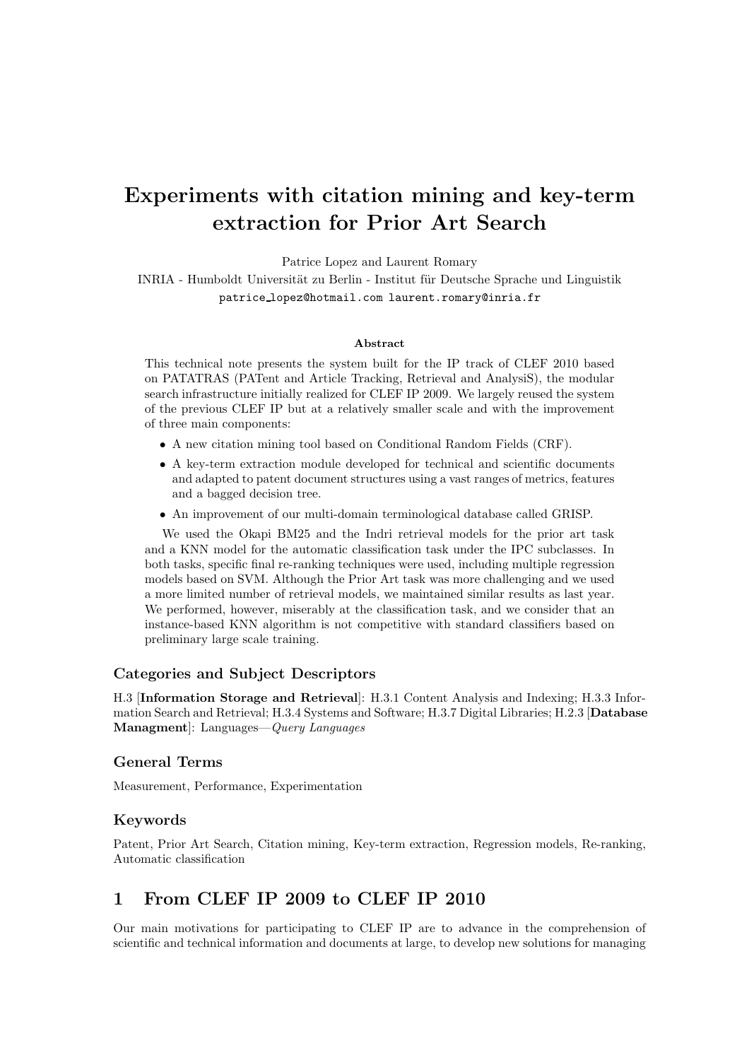// Experiments with citation mining and key-term extraction for Prior Art Search

Patrice Lopez and Laurent Romary

INRIA - Humboldt Universität zu Berlin - Institut für Deutsche Sprache und Linguistik

patrice_lopez@hotmail.com laurent.romary@inria.fr

**Abstract**

This technical note presents the system built for the IP track of CLEF 2010 based on PATATRAS (PATent and Article Tracking, Retrieval and AnalysiS), the modular search infrastructure initially realized for CLEF IP 2009. We largely reused the system of the previous CLEF IP but at a relatively smaller scale and with the improvement of three main components:

- A new citation mining tool based on Conditional Random Fields (CRF).
- A key-term extraction module developed for technical and scientific documents and adapted to patent document structures using a vast ranges of metrics, features and a bagged decision tree.
- An improvement of our multi-domain terminological database called GRISP.

We used the Okapi BM25 and the Indri retrieval models for the prior art task and a KNN model for the automatic classification task under the IPC subclasses. In both tasks, specific final re-ranking techniques were used, including multiple regression models based on SVM. Although the Prior Art task was more challenging and we used a more limited number of retrieval models, we maintained similar results as last year. We performed, however, miserably at the classification task, and we consider that an instance-based KNN algorithm is not competitive with standard classifiers based on preliminary large scale training.

### Categories and Subject Descriptors

H.3 [**Information Storage and Retrieval**]: H.3.1 Content Analysis and Indexing; H.3.3 Information Search and Retrieval; H.3.4 Systems and Software; H.3.7 Digital Libraries; H.2.3 [**Database Managment**]: Languages—*Query Languages*

### General Terms

Measurement, Performance, Experimentation

### Keywords

Patent, Prior Art Search, Citation mining, Key-term extraction, Regression models, Re-ranking, Automatic classification

## 1 From CLEF IP 2009 to CLEF IP 2010

Our main motivations for participating to CLEF IP are to advance in the comprehension of scientific and technical information and documents at large, to develop new solutions for managing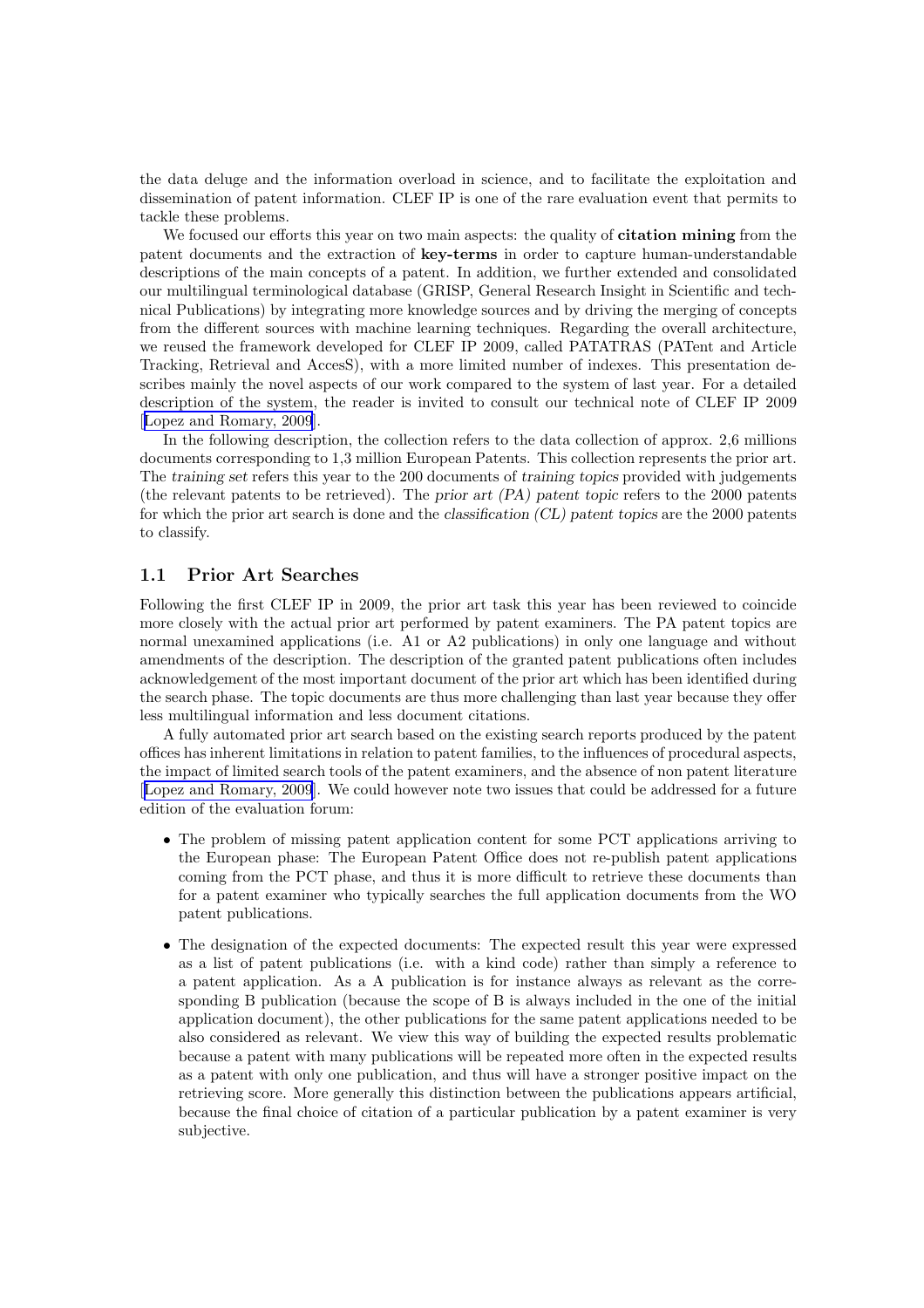the data deluge and the information overload in science, and to facilitate the exploitation and dissemination of patent information. CLEF IP is one of the rare evaluation event that permits to tackle these problems.

We focused our efforts this year on two main aspects: the quality of **citation mining** from the patent documents and the extraction of **key-terms** in order to capture human-understandable descriptions of the main concepts of a patent. In addition, we further extended and consolidated our multilingual terminological database (GRISP, General Research Insight in Scientific and technical Publications) by integrating more knowledge sources and by driving the merging of concepts from the different sources with machine learning techniques. Regarding the overall architecture, we reused the framework developed for CLEF IP 2009, called PATATRAS (PATent and Article Tracking, Retrieval and AccesS), with a more limited number of indexes. This presentation describes mainly the novel aspects of our work compared to the system of last year. For a detailed description of the system, the reader is invited to consult our technical note of CLEF IP 2009 [Lopez and Romary, 2009].

In the following description, the collection refers to the data collection of approx. 2,6 millions documents corresponding to 1,3 million European Patents. This collection represents the prior art. The *training set* refers this year to the 200 documents of *training topics* provided with judgements (the relevant patents to be retrieved). The *prior art (PA) patent topic* refers to the 2000 patents for which the prior art search is done and the *classification (CL) patent topics* are the 2000 patents to classify.

## 1.1 Prior Art Searches

Following the first CLEF IP in 2009, the prior art task this year has been reviewed to coincide more closely with the actual prior art performed by patent examiners. The PA patent topics are normal unexamined applications (i.e. A1 or A2 publications) in only one language and without amendments of the description. The description of the granted patent publications often includes acknowledgement of the most important document of the prior art which has been identified during the search phase. The topic documents are thus more challenging than last year because they offer less multilingual information and less document citations.

A fully automated prior art search based on the existing search reports produced by the patent offices has inherent limitations in relation to patent families, to the influences of procedural aspects, the impact of limited search tools of the patent examiners, and the absence of non patent literature [Lopez and Romary, 2009]. We could however note two issues that could be addressed for a future edition of the evaluation forum:

- The problem of missing patent application content for some PCT applications arriving to the European phase: The European Patent Office does not re-publish patent applications coming from the PCT phase, and thus it is more difficult to retrieve these documents than for a patent examiner who typically searches the full application documents from the WO patent publications.
- The designation of the expected documents: The expected result this year were expressed as a list of patent publications (i.e. with a kind code) rather than simply a reference to a patent application. As a A publication is for instance always as relevant as the corresponding B publication (because the scope of B is always included in the one of the initial application document), the other publications for the same patent applications needed to be also considered as relevant. We view this way of building the expected results problematic because a patent with many publications will be repeated more often in the expected results as a patent with only one publication, and thus will have a stronger positive impact on the retrieving score. More generally this distinction between the publications appears artificial, because the final choice of citation of a particular publication by a patent examiner is very subjective.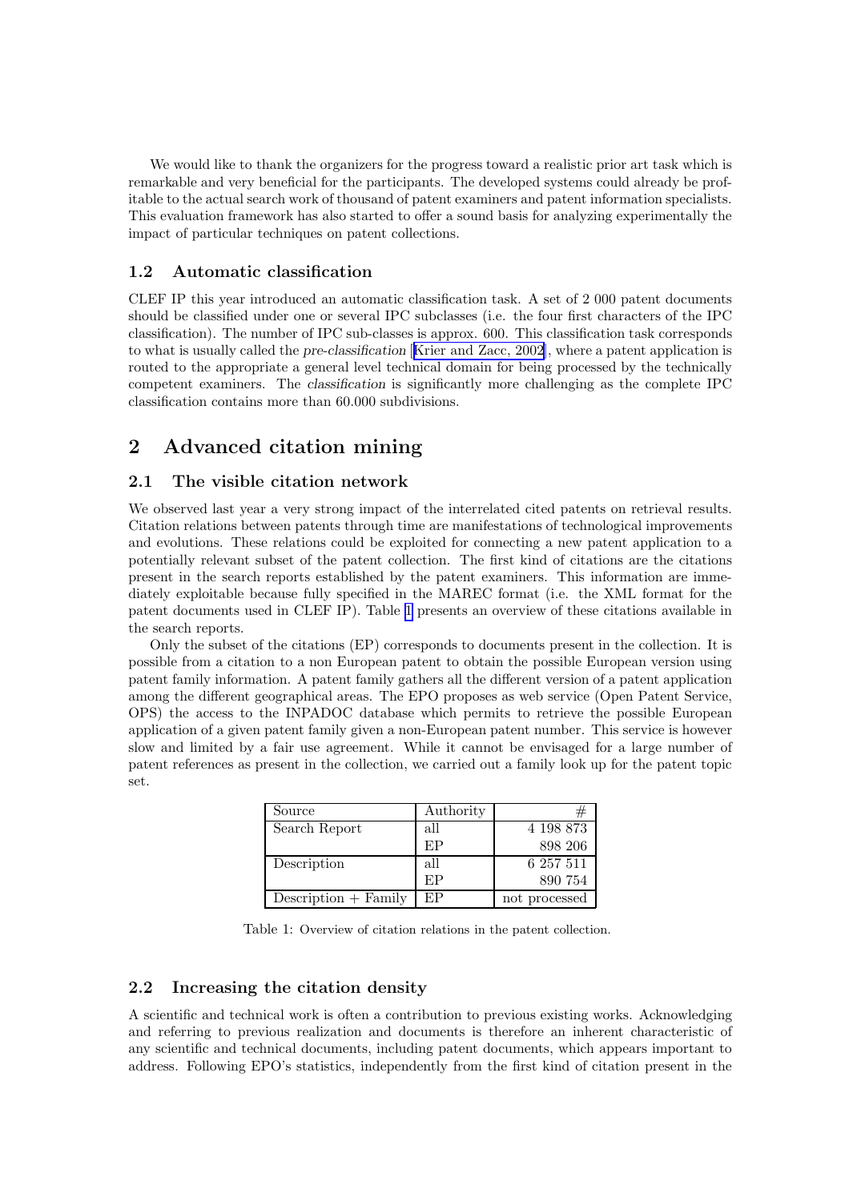We would like to thank the organizers for the progress toward a realistic prior art task which is remarkable and very beneficial for the participants. The developed systems could already be profitable to the actual search work of thousand of patent examiners and patent information specialists. This evaluation framework has also started to offer a sound basis for analyzing experimentally the impact of particular techniques on patent collections.

### 1.2 Automatic classification

CLEF IP this year introduced an automatic classification task. A set of 2 000 patent documents should be classified under one or several IPC subclasses (i.e. the four first characters of the IPC classification). The number of IPC sub-classes is approx. 600. This classification task corresponds to what is usually called the *pre-classification* [Krier and Zacc, 2002], where a patent application is routed to the appropriate a general level technical domain for being processed by the technically competent examiners. The *classification* is significantly more challenging as the complete IPC classification contains more than 60.000 subdivisions.

## 2 Advanced citation mining

### 2.1 The visible citation network

We observed last year a very strong impact of the interrelated cited patents on retrieval results. Citation relations between patents through time are manifestations of technological improvements and evolutions. These relations could be exploited for connecting a new patent application to a potentially relevant subset of the patent collection. The first kind of citations are the citations present in the search reports established by the patent examiners. This information are immediately exploitable because fully specified in the MAREC format (i.e. the XML format for the patent documents used in CLEF IP). Table 1 presents an overview of these citations available in the search reports.

Only the subset of the citations (EP) corresponds to documents present in the collection. It is possible from a citation to a non European patent to obtain the possible European version using patent family information. A patent family gathers all the different version of a patent application among the different geographical areas. The EPO proposes as web service (Open Patent Service, OPS) the access to the INPADOC database which permits to retrieve the possible European application of a given patent family given a non-European patent number. This service is however slow and limited by a fair use agreement. While it cannot be envisaged for a large number of patent references as present in the collection, we carried out a family look up for the patent topic set.

| Source | Authority | # |
|---|---|---|
| Search Report | all | 4 198 873 |
| | EP | 898 206 |
| Description | all | 6 257 511 |
| | EP | 890 754 |
| Description + Family | EP | not processed |

Table 1: Overview of citation relations in the patent collection.

### 2.2 Increasing the citation density

A scientific and technical work is often a contribution to previous existing works. Acknowledging and referring to previous realization and documents is therefore an inherent characteristic of any scientific and technical documents, including patent documents, which appears important to address. Following EPO's statistics, independently from the first kind of citation present in the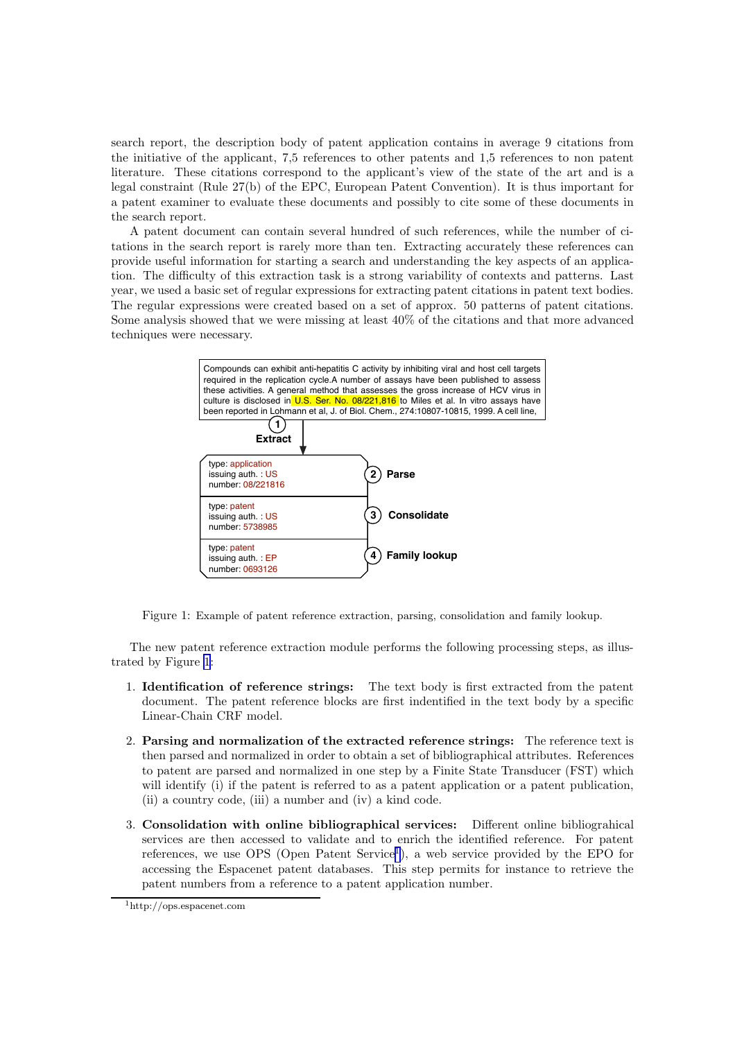search report, the description body of patent application contains in average 9 citations from the initiative of the applicant, 7,5 references to other patents and 1,5 references to non patent literature. These citations correspond to the applicant's view of the state of the art and is a legal constraint (Rule 27(b) of the EPC, European Patent Convention). It is thus important for a patent examiner to evaluate these documents and possibly to cite some of these documents in the search report.

A patent document can contain several hundred of such references, while the number of citations in the search report is rarely more than ten. Extracting accurately these references can provide useful information for starting a search and understanding the key aspects of an application. The difficulty of this extraction task is a strong variability of contexts and patterns. Last year, we used a basic set of regular expressions for extracting patent citations in patent text bodies. The regular expressions were created based on a set of approx. 50 patterns of patent citations. Some analysis showed that we were missing at least 40% of the citations and that more advanced techniques were necessary.

Compounds can exhibit anti-hepatitis C activity by inhibiting viral and host cell targets required in the replication cycle.A number of assays have been published to assess these activities. A general method that assesses the gross increase of HCV virus in culture is disclosed in U.S. Ser. No. 08/221,816 to Miles et al. In vitro assays have been reported in Lohmann et al, J. of Biol. Chem., 274:10807-10815, 1999. A cell line,

(1) Extract

type: application
issuing auth. : US
number: 08/221816

(2) Parse

type: patent
issuing auth. : US
number: 5738985

(3) Consolidate

type: patent
issuing auth. : EP
number: 0693126

(4) Family lookup

Figure 1: Example of patent reference extraction, parsing, consolidation and family lookup.

The new patent reference extraction module performs the following processing steps, as illustrated by Figure 1:

1. **Identification of reference strings:** The text body is first extracted from the patent document. The patent reference blocks are first indentified in the text body by a specific Linear-Chain CRF model.

2. **Parsing and normalization of the extracted reference strings:** The reference text is then parsed and normalized in order to obtain a set of bibliographical attributes. References to patent are parsed and normalized in one step by a Finite State Transducer (FST) which will identify (i) if the patent is referred to as a patent application or a patent publication, (ii) a country code, (iii) a number and (iv) a kind code.

3. **Consolidation with online bibliographical services:** Different online bibliograhical services are then accessed to validate and to enrich the identified reference. For patent references, we use OPS (Open Patent Service[1]), a web service provided by the EPO for accessing the Espacenet patent databases. This step permits for instance to retrieve the patent numbers from a reference to a patent application number.

[1]http://ops.espacenet.com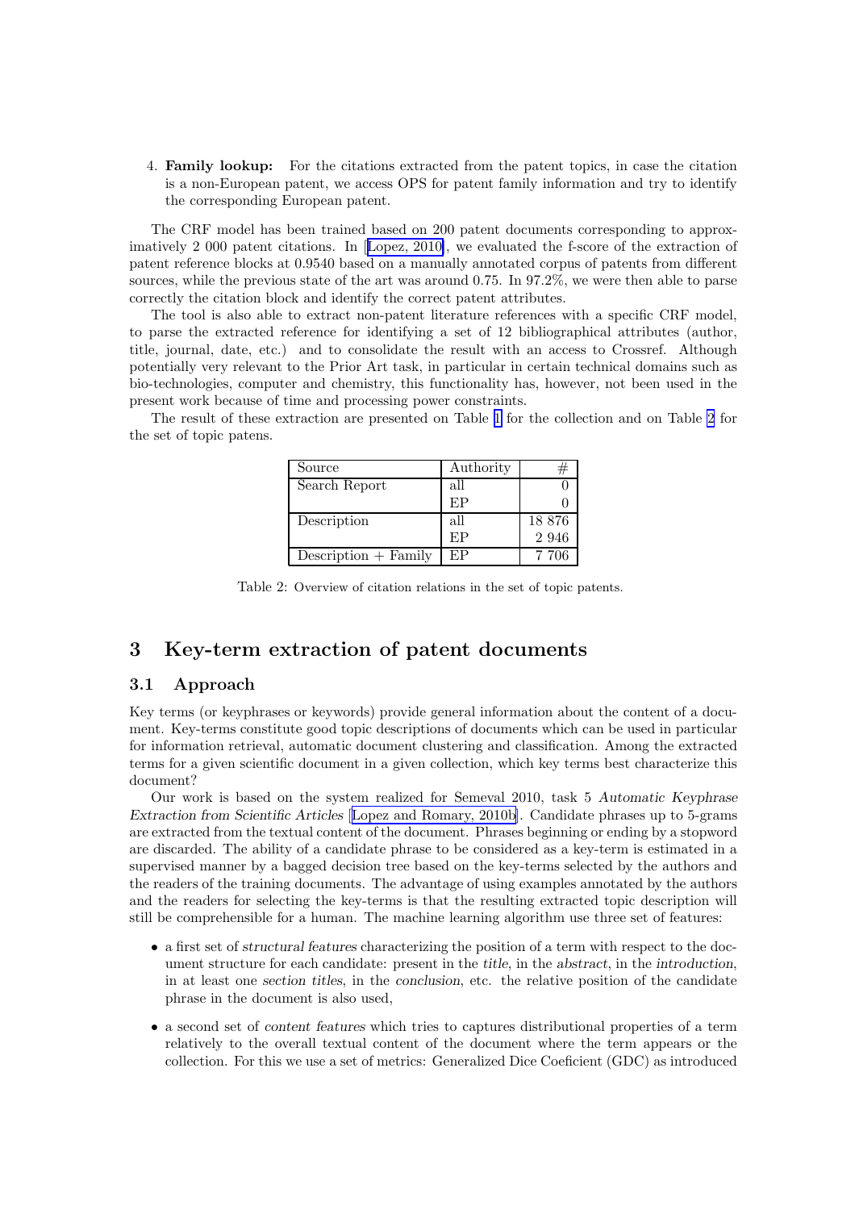4. **Family lookup:** For the citations extracted from the patent topics, in case the citation is a non-European patent, we access OPS for patent family information and try to identify the corresponding European patent.

The CRF model has been trained based on 200 patent documents corresponding to approximatively 2 000 patent citations. In [Lopez, 2010], we evaluated the f-score of the extraction of patent reference blocks at 0.9540 based on a manually annotated corpus of patents from different sources, while the previous state of the art was around 0.75. In 97.2%, we were then able to parse correctly the citation block and identify the correct patent attributes.

The tool is also able to extract non-patent literature references with a specific CRF model, to parse the extracted reference for identifying a set of 12 bibliographical attributes (author, title, journal, date, etc.) and to consolidate the result with an access to Crossref. Although potentially very relevant to the Prior Art task, in particular in certain technical domains such as bio-technologies, computer and chemistry, this functionality has, however, not been used in the present work because of time and processing power constraints.

The result of these extraction are presented on Table 1 for the collection and on Table 2 for the set of topic patens.

| Source | Authority | # |
|---|---|---|
| Search Report | all | 0 |
| | EP | 0 |
| Description | all | 18 876 |
| | EP | 2 946 |
| Description + Family | EP | 7 706 |

Table 2: Overview of citation relations in the set of topic patents.

## 3 Key-term extraction of patent documents

### 3.1 Approach

Key terms (or keyphrases or keywords) provide general information about the content of a document. Key-terms constitute good topic descriptions of documents which can be used in particular for information retrieval, automatic document clustering and classification. Among the extracted terms for a given scientific document in a given collection, which key terms best characterize this document?

Our work is based on the system realized for Semeval 2010, task 5 *Automatic Keyphrase Extraction from Scientific Articles* [Lopez and Romary, 2010b]. Candidate phrases up to 5-grams are extracted from the textual content of the document. Phrases beginning or ending by a stopword are discarded. The ability of a candidate phrase to be considered as a key-term is estimated in a supervised manner by a bagged decision tree based on the key-terms selected by the authors and the readers of the training documents. The advantage of using examples annotated by the authors and the readers for selecting the key-terms is that the resulting extracted topic description will still be comprehensible for a human. The machine learning algorithm use three set of features:

- a first set of *structural features* characterizing the position of a term with respect to the document structure for each candidate: present in the *title*, in the *abstract*, in the *introduction*, in at least one *section titles*, in the *conclusion*, etc. the relative position of the candidate phrase in the document is also used,
- a second set of *content features* which tries to captures distributional properties of a term relatively to the overall textual content of the document where the term appears or the collection. For this we use a set of metrics: Generalized Dice Coeficient (GDC) as introduced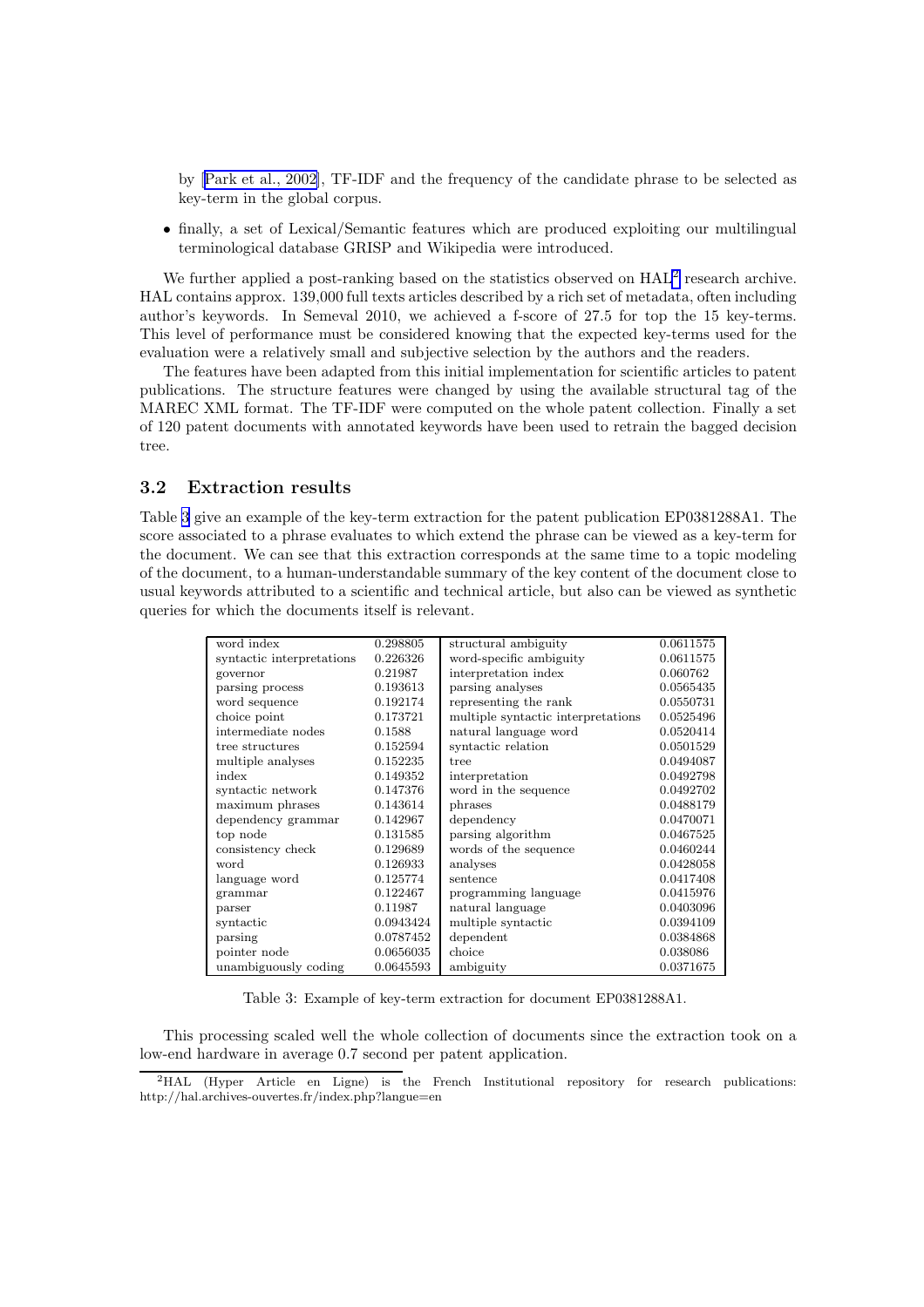by [Park et al., 2002], TF-IDF and the frequency of the candidate phrase to be selected as key-term in the global corpus.

- finally, a set of Lexical/Semantic features which are produced exploiting our multilingual terminological database GRISP and Wikipedia were introduced.

We further applied a post-ranking based on the statistics observed on HAL[2] research archive. HAL contains approx. 139,000 full texts articles described by a rich set of metadata, often including author's keywords. In Semeval 2010, we achieved a f-score of 27.5 for top the 15 key-terms. This level of performance must be considered knowing that the expected key-terms used for the evaluation were a relatively small and subjective selection by the authors and the readers.

The features have been adapted from this initial implementation for scientific articles to patent publications. The structure features were changed by using the available structural tag of the MAREC XML format. The TF-IDF were computed on the whole patent collection. Finally a set of 120 patent documents with annotated keywords have been used to retrain the bagged decision tree.

### 3.2 Extraction results

Table 3 give an example of the key-term extraction for the patent publication EP0381288A1. The score associated to a phrase evaluates to which extend the phrase can be viewed as a key-term for the document. We can see that this extraction corresponds at the same time to a topic modeling of the document, to a human-understandable summary of the key content of the document close to usual keywords attributed to a scientific and technical article, but also can be viewed as synthetic queries for which the documents itself is relevant.

| | | | |
|---|---|---|---|
| word index | 0.298805 | structural ambiguity | 0.0611575 |
| syntactic interpretations | 0.226326 | word-specific ambiguity | 0.0611575 |
| governor | 0.21987 | interpretation index | 0.060762 |
| parsing process | 0.193613 | parsing analyses | 0.0565435 |
| word sequence | 0.192174 | representing the rank | 0.0550731 |
| choice point | 0.173721 | multiple syntactic interpretations | 0.0525496 |
| intermediate nodes | 0.1588 | natural language word | 0.0520414 |
| tree structures | 0.152594 | syntactic relation | 0.0501529 |
| multiple analyses | 0.152235 | tree | 0.0494087 |
| index | 0.149352 | interpretation | 0.0492798 |
| syntactic network | 0.147376 | word in the sequence | 0.0492702 |
| maximum phrases | 0.143614 | phrases | 0.0488179 |
| dependency grammar | 0.142967 | dependency | 0.0470071 |
| top node | 0.131585 | parsing algorithm | 0.0467525 |
| consistency check | 0.129689 | words of the sequence | 0.0460244 |
| word | 0.126933 | analyses | 0.0428058 |
| language word | 0.125774 | sentence | 0.0417408 |
| grammar | 0.122467 | programming language | 0.0415976 |
| parser | 0.11987 | natural language | 0.0403096 |
| syntactic | 0.0943424 | multiple syntactic | 0.0394109 |
| parsing | 0.0787452 | dependent | 0.0384868 |
| pointer node | 0.0656035 | choice | 0.038086 |
| unambiguously coding | 0.0645593 | ambiguity | 0.0371675 |

Table 3: Example of key-term extraction for document EP0381288A1.

This processing scaled well the whole collection of documents since the extraction took on a low-end hardware in average 0.7 second per patent application.

[2] HAL (Hyper Article en Ligne) is the French Institutional repository for research publications: http://hal.archives-ouvertes.fr/index.php?langue=en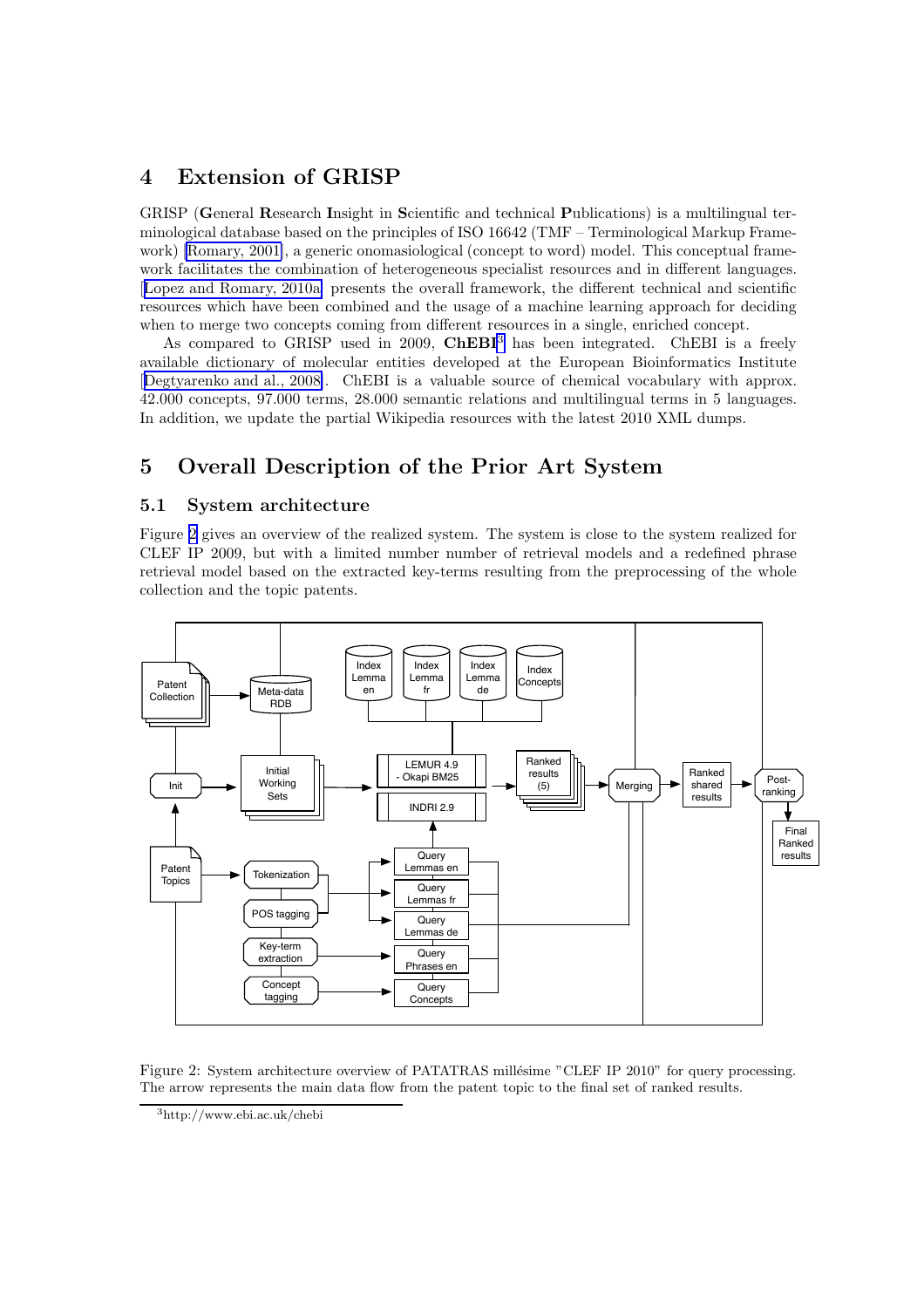## 4 Extension of GRISP

GRISP (**G**eneral **R**esearch **I**nsight in **S**cientific and technical **P**ublications) is a multilingual terminological database based on the principles of ISO 16642 (TMF – Terminological Markup Framework) [Romary, 2001], a generic onomasiological (concept to word) model. This conceptual framework facilitates the combination of heterogeneous specialist resources and in different languages. [Lopez and Romary, 2010a] presents the overall framework, the different technical and scientific resources which have been combined and the usage of a machine learning approach for deciding when to merge two concepts coming from different resources in a single, enriched concept.

As compared to GRISP used in 2009, **ChEBI**[3] has been integrated. ChEBI is a freely available dictionary of molecular entities developed at the European Bioinformatics Institute [Degtyarenko and al., 2008]. ChEBI is a valuable source of chemical vocabulary with approx. 42.000 concepts, 97.000 terms, 28.000 semantic relations and multilingual terms in 5 languages. In addition, we update the partial Wikipedia resources with the latest 2010 XML dumps.

## 5 Overall Description of the Prior Art System

### 5.1 System architecture

Figure 2 gives an overview of the realized system. The system is close to the system realized for CLEF IP 2009, but with a limited number number of retrieval models and a redefined phrase retrieval model based on the extracted key-terms resulting from the preprocessing of the whole collection and the topic patents.

Figure 2: System architecture overview of PATATRAS millésime "CLEF IP 2010" for query processing. The arrow represents the main data flow from the patent topic to the final set of ranked results.

[3] http://www.ebi.ac.uk/chebi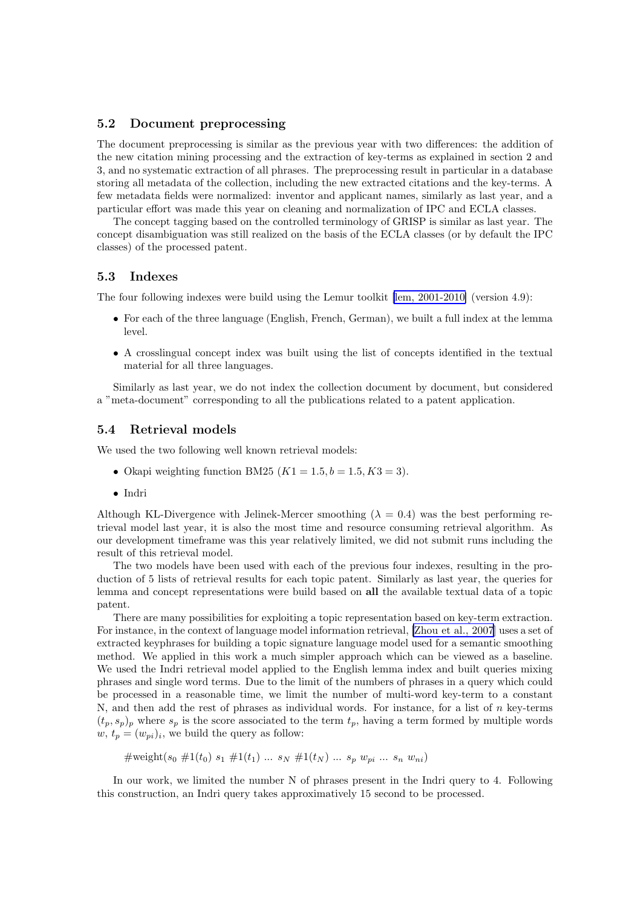## 5.2 Document preprocessing

The document preprocessing is similar as the previous year with two differences: the addition of the new citation mining processing and the extraction of key-terms as explained in section 2 and 3, and no systematic extraction of all phrases. The preprocessing result in particular in a database storing all metadata of the collection, including the new extracted citations and the key-terms. A few metadata fields were normalized: inventor and applicant names, similarly as last year, and a particular effort was made this year on cleaning and normalization of IPC and ECLA classes.

The concept tagging based on the controlled terminology of GRISP is similar as last year. The concept disambiguation was still realized on the basis of the ECLA classes (or by default the IPC classes) of the processed patent.

## 5.3 Indexes

The four following indexes were build using the Lemur toolkit [lem, 2001-2010] (version 4.9):

- For each of the three language (English, French, German), we built a full index at the lemma level.
- A crosslingual concept index was built using the list of concepts identified in the textual material for all three languages.

Similarly as last year, we do not index the collection document by document, but considered a "meta-document" corresponding to all the publications related to a patent application.

## 5.4 Retrieval models

We used the two following well known retrieval models:

- Okapi weighting function BM25 ($K1 = 1.5, b = 1.5, K3 = 3$).
- Indri

Although KL-Divergence with Jelinek-Mercer smoothing ($\lambda = 0.4$) was the best performing retrieval model last year, it is also the most time and resource consuming retrieval algorithm. As our development timeframe was this year relatively limited, we did not submit runs including the result of this retrieval model.

The two models have been used with each of the previous four indexes, resulting in the production of 5 lists of retrieval results for each topic patent. Similarly as last year, the queries for lemma and concept representations were build based on **all** the available textual data of a topic patent.

There are many possibilities for exploiting a topic representation based on key-term extraction. For instance, in the context of language model information retrieval, [Zhou et al., 2007] uses a set of extracted keyphrases for building a topic signature language model used for a semantic smoothing method. We applied in this work a much simpler approach which can be viewed as a baseline. We used the Indri retrieval model applied to the English lemma index and built queries mixing phrases and single word terms. Due to the limit of the numbers of phrases in a query which could be processed in a reasonable time, we limit the number of multi-word key-term to a constant N, and then add the rest of phrases as individual words. For instance, for a list of $n$ key-terms $(t_p, s_p)_p$ where $s_p$ is the score associated to the term $t_p$, having a term formed by multiple words $w$, $t_p = (w_{pi})_i$, we build the query as follow:

$$\#\text{weight}(s_0\ \#1(t_0)\ s_1\ \#1(t_1)\ \ldots\ s_N\ \#1(t_N)\ \ldots\ s_p\ w_{pi}\ \ldots\ s_n\ w_{ni})$$

In our work, we limited the number N of phrases present in the Indri query to 4. Following this construction, an Indri query takes approximatively 15 second to be processed.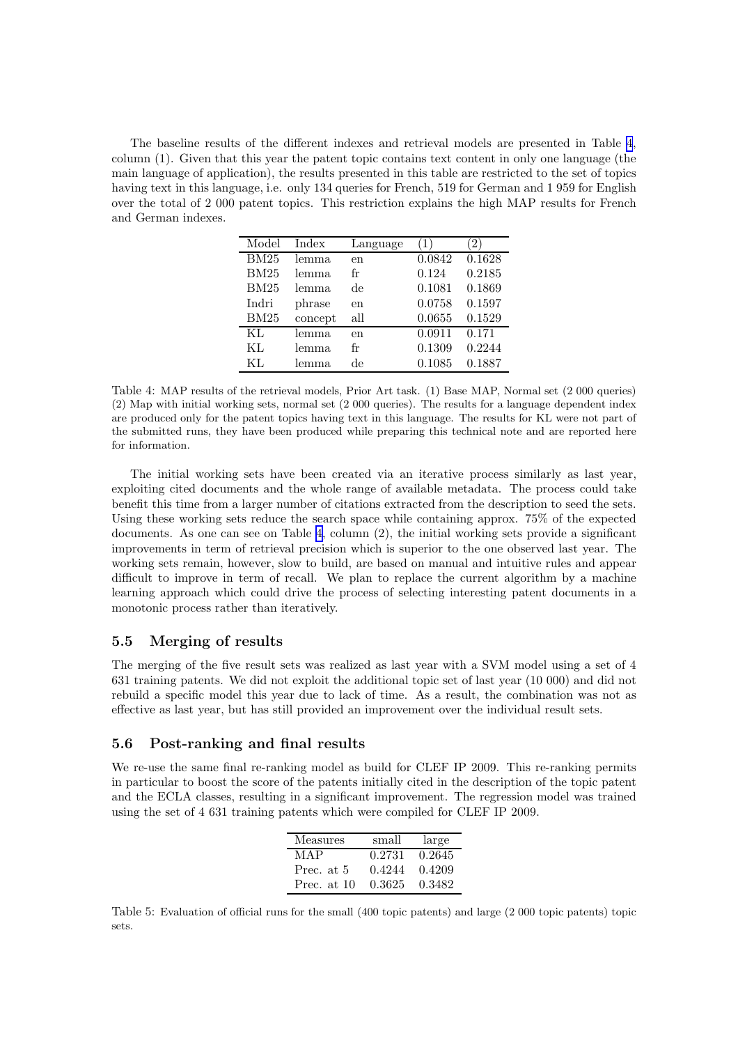The baseline results of the different indexes and retrieval models are presented in Table 4, column (1). Given that this year the patent topic contains text content in only one language (the main language of application), the results presented in this table are restricted to the set of topics having text in this language, i.e. only 134 queries for French, 519 for German and 1 959 for English over the total of 2 000 patent topics. This restriction explains the high MAP results for French and German indexes.

| Model | Index | Language | (1) | (2) |
|---|---|---|---|---|
| BM25 | lemma | en | 0.0842 | 0.1628 |
| BM25 | lemma | fr | 0.124 | 0.2185 |
| BM25 | lemma | de | 0.1081 | 0.1869 |
| Indri | phrase | en | 0.0758 | 0.1597 |
| BM25 | concept | all | 0.0655 | 0.1529 |
| KL | lemma | en | 0.0911 | 0.171 |
| KL | lemma | fr | 0.1309 | 0.2244 |
| KL | lemma | de | 0.1085 | 0.1887 |

Table 4: MAP results of the retrieval models, Prior Art task. (1) Base MAP, Normal set (2 000 queries) (2) Map with initial working sets, normal set (2 000 queries). The results for a language dependent index are produced only for the patent topics having text in this language. The results for KL were not part of the submitted runs, they have been produced while preparing this technical note and are reported here for information.

The initial working sets have been created via an iterative process similarly as last year, exploiting cited documents and the whole range of available metadata. The process could take benefit this time from a larger number of citations extracted from the description to seed the sets. Using these working sets reduce the search space while containing approx. 75% of the expected documents. As one can see on Table 4, column (2), the initial working sets provide a significant improvements in term of retrieval precision which is superior to the one observed last year. The working sets remain, however, slow to build, are based on manual and intuitive rules and appear difficult to improve in term of recall. We plan to replace the current algorithm by a machine learning approach which could drive the process of selecting interesting patent documents in a monotonic process rather than iteratively.

### 5.5 Merging of results

The merging of the five result sets was realized as last year with a SVM model using a set of 4 631 training patents. We did not exploit the additional topic set of last year (10 000) and did not rebuild a specific model this year due to lack of time. As a result, the combination was not as effective as last year, but has still provided an improvement over the individual result sets.

### 5.6 Post-ranking and final results

We re-use the same final re-ranking model as build for CLEF IP 2009. This re-ranking permits in particular to boost the score of the patents initially cited in the description of the topic patent and the ECLA classes, resulting in a significant improvement. The regression model was trained using the set of 4 631 training patents which were compiled for CLEF IP 2009.

| Measures | small | large |
|---|---|---|
| MAP | 0.2731 | 0.2645 |
| Prec. at 5 | 0.4244 | 0.4209 |
| Prec. at 10 | 0.3625 | 0.3482 |

Table 5: Evaluation of official runs for the small (400 topic patents) and large (2 000 topic patents) topic sets.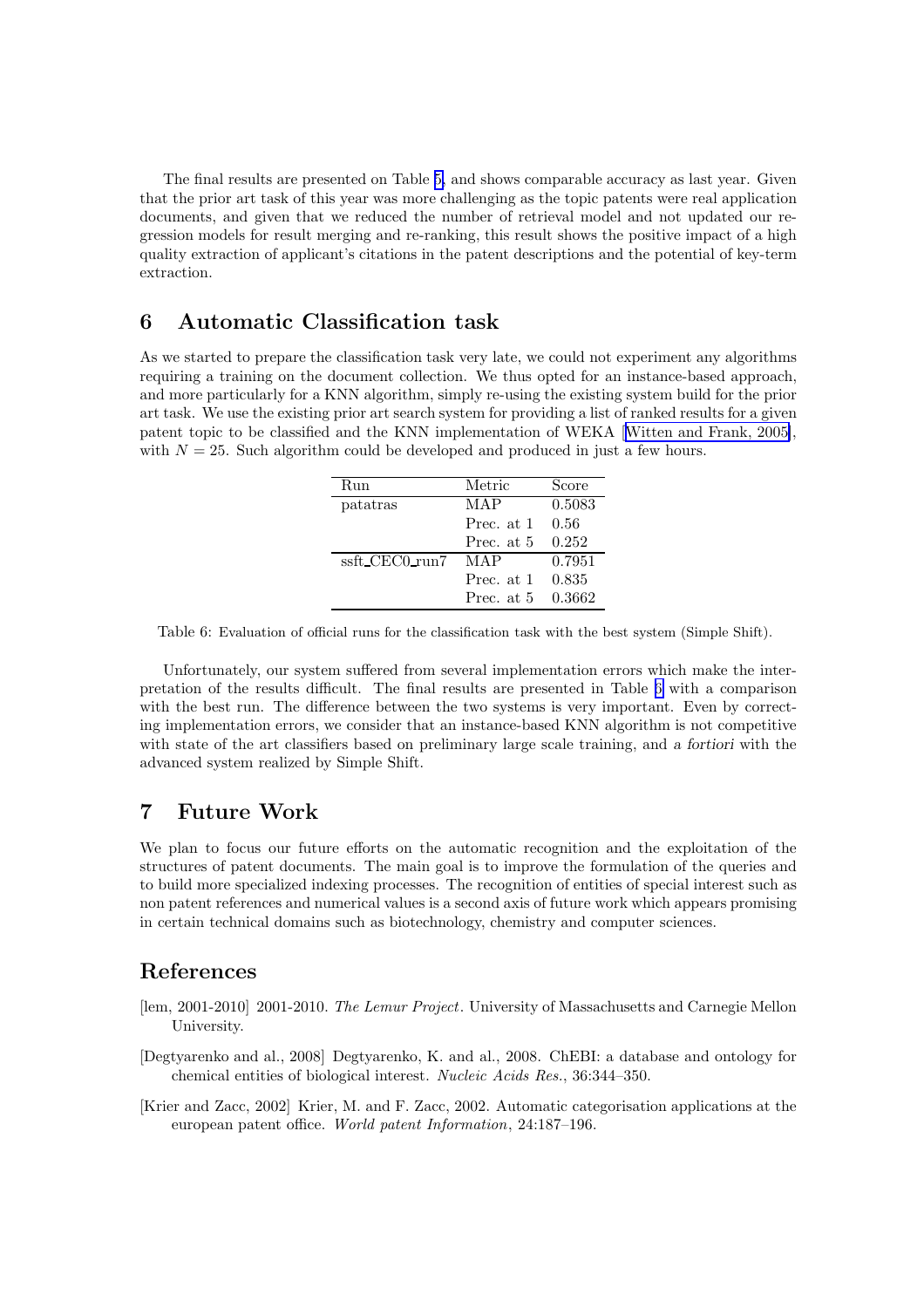The final results are presented on Table 5, and shows comparable accuracy as last year. Given that the prior art task of this year was more challenging as the topic patents were real application documents, and given that we reduced the number of retrieval model and not updated our regression models for result merging and re-ranking, this result shows the positive impact of a high quality extraction of applicant's citations in the patent descriptions and the potential of key-term extraction.

## 6 Automatic Classification task

As we started to prepare the classification task very late, we could not experiment any algorithms requiring a training on the document collection. We thus opted for an instance-based approach, and more particularly for a KNN algorithm, simply re-using the existing system build for the prior art task. We use the existing prior art search system for providing a list of ranked results for a given patent topic to be classified and the KNN implementation of WEKA [Witten and Frank, 2005], with $N = 25$. Such algorithm could be developed and produced in just a few hours.

| Run | Metric | Score |
|---|---|---|
| patatras | MAP | 0.5083 |
| | Prec. at 1 | 0.56 |
| | Prec. at 5 | 0.252 |
| ssft_CEC0_run7 | MAP | 0.7951 |
| | Prec. at 1 | 0.835 |
| | Prec. at 5 | 0.3662 |

Table 6: Evaluation of official runs for the classification task with the best system (Simple Shift).

Unfortunately, our system suffered from several implementation errors which make the interpretation of the results difficult. The final results are presented in Table 6 with a comparison with the best run. The difference between the two systems is very important. Even by correcting implementation errors, we consider that an instance-based KNN algorithm is not competitive with state of the art classifiers based on preliminary large scale training, and *a fortiori* with the advanced system realized by Simple Shift.

## 7 Future Work

We plan to focus our future efforts on the automatic recognition and the exploitation of the structures of patent documents. The main goal is to improve the formulation of the queries and to build more specialized indexing processes. The recognition of entities of special interest such as non patent references and numerical values is a second axis of future work which appears promising in certain technical domains such as biotechnology, chemistry and computer sciences.

## References

[lem, 2001-2010] 2001-2010. *The Lemur Project*. University of Massachusetts and Carnegie Mellon University.

[Degtyarenko and al., 2008] Degtyarenko, K. and al., 2008. ChEBI: a database and ontology for chemical entities of biological interest. *Nucleic Acids Res.*, 36:344–350.

[Krier and Zacc, 2002] Krier, M. and F. Zacc, 2002. Automatic categorisation applications at the european patent office. *World patent Information*, 24:187–196.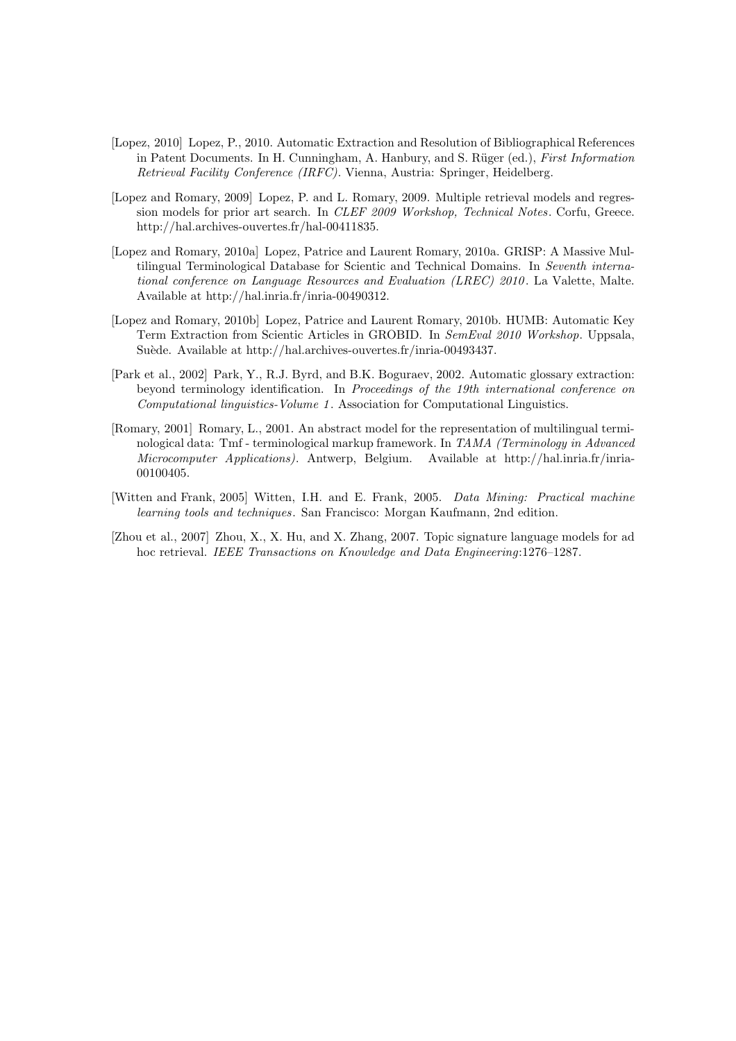[Lopez, 2010] Lopez, P., 2010. Automatic Extraction and Resolution of Bibliographical References in Patent Documents. In H. Cunningham, A. Hanbury, and S. Rüger (ed.), *First Information Retrieval Facility Conference (IRFC)*. Vienna, Austria: Springer, Heidelberg.

[Lopez and Romary, 2009] Lopez, P. and L. Romary, 2009. Multiple retrieval models and regression models for prior art search. In *CLEF 2009 Workshop, Technical Notes*. Corfu, Greece. http://hal.archives-ouvertes.fr/hal-00411835.

[Lopez and Romary, 2010a] Lopez, Patrice and Laurent Romary, 2010a. GRISP: A Massive Multilingual Terminological Database for Scientic and Technical Domains. In *Seventh international conference on Language Resources and Evaluation (LREC) 2010*. La Valette, Malte. Available at http://hal.inria.fr/inria-00490312.

[Lopez and Romary, 2010b] Lopez, Patrice and Laurent Romary, 2010b. HUMB: Automatic Key Term Extraction from Scientic Articles in GROBID. In *SemEval 2010 Workshop*. Uppsala, Suède. Available at http://hal.archives-ouvertes.fr/inria-00493437.

[Park et al., 2002] Park, Y., R.J. Byrd, and B.K. Boguraev, 2002. Automatic glossary extraction: beyond terminology identification. In *Proceedings of the 19th international conference on Computational linguistics-Volume 1*. Association for Computational Linguistics.

[Romary, 2001] Romary, L., 2001. An abstract model for the representation of multilingual terminological data: Tmf - terminological markup framework. In *TAMA (Terminology in Advanced Microcomputer Applications)*. Antwerp, Belgium. Available at http://hal.inria.fr/inria-00100405.

[Witten and Frank, 2005] Witten, I.H. and E. Frank, 2005. *Data Mining: Practical machine learning tools and techniques*. San Francisco: Morgan Kaufmann, 2nd edition.

[Zhou et al., 2007] Zhou, X., X. Hu, and X. Zhang, 2007. Topic signature language models for ad hoc retrieval. *IEEE Transactions on Knowledge and Data Engineering*:1276–1287.